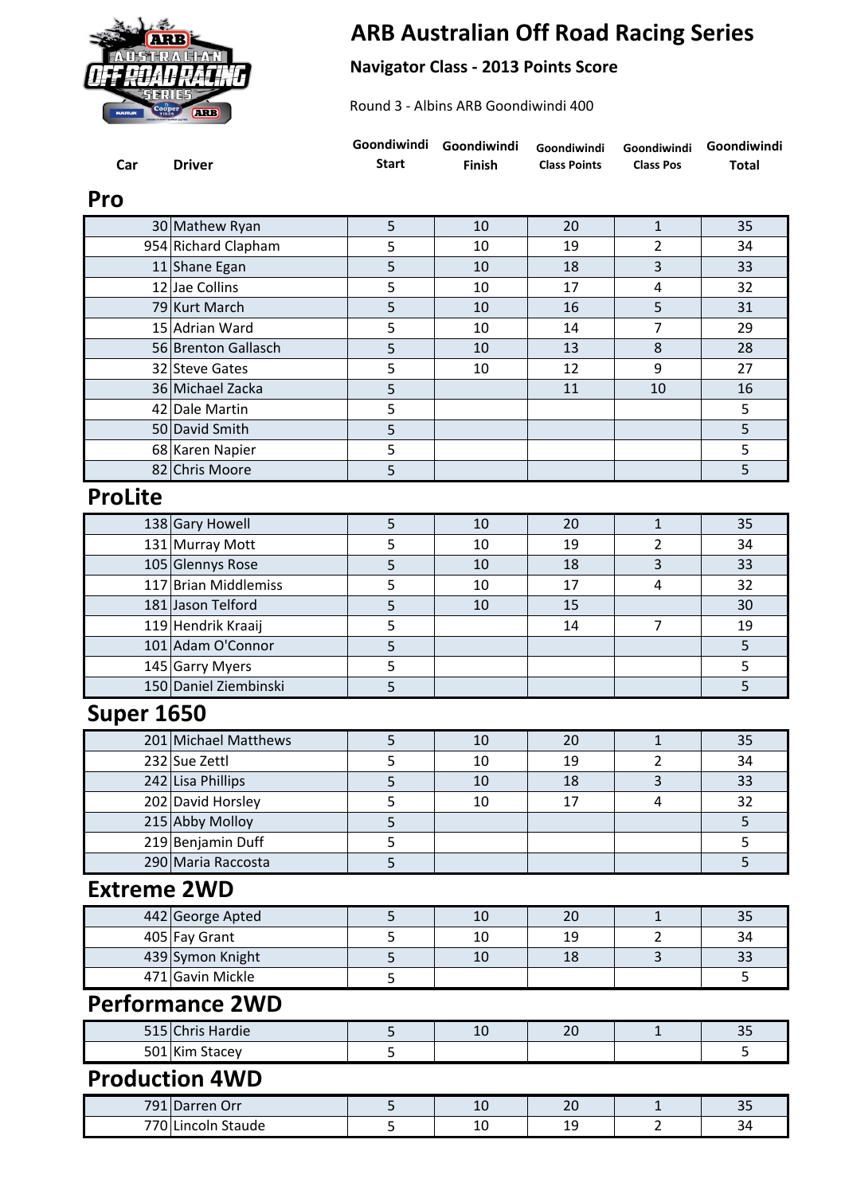# ARB Australian Off Road Racing Series

## Navigator Class - 2013 Points Score

Round 3 - Albins ARB Goondiwindi 400

### Pro

| Car | Driver | Goondiwindi Start | Goondiwindi Finish | Goondiwindi Class Points | Goondiwindi Class Pos | Goondiwindi Total |
|---|---|---|---|---|---|---|
| 30 | Mathew Ryan | 5 | 10 | 20 | 1 | 35 |
| 954 | Richard Clapham | 5 | 10 | 19 | 2 | 34 |
| 11 | Shane Egan | 5 | 10 | 18 | 3 | 33 |
| 12 | Jae Collins | 5 | 10 | 17 | 4 | 32 |
| 79 | Kurt March | 5 | 10 | 16 | 5 | 31 |
| 15 | Adrian Ward | 5 | 10 | 14 | 7 | 29 |
| 56 | Brenton Gallasch | 5 | 10 | 13 | 8 | 28 |
| 32 | Steve Gates | 5 | 10 | 12 | 9 | 27 |
| 36 | Michael Zacka | 5 | | 11 | 10 | 16 |
| 42 | Dale Martin | 5 | | | | 5 |
| 50 | David Smith | 5 | | | | 5 |
| 68 | Karen Napier | 5 | | | | 5 |
| 82 | Chris Moore | 5 | | | | 5 |

### ProLite

| Car | Driver | Goondiwindi Start | Goondiwindi Finish | Goondiwindi Class Points | Goondiwindi Class Pos | Goondiwindi Total |
|---|---|---|---|---|---|---|
| 138 | Gary Howell | 5 | 10 | 20 | 1 | 35 |
| 131 | Murray Mott | 5 | 10 | 19 | 2 | 34 |
| 105 | Glennys Rose | 5 | 10 | 18 | 3 | 33 |
| 117 | Brian Middlemiss | 5 | 10 | 17 | 4 | 32 |
| 181 | Jason Telford | 5 | 10 | 15 | | 30 |
| 119 | Hendrik Kraaij | 5 | | 14 | 7 | 19 |
| 101 | Adam O'Connor | 5 | | | | 5 |
| 145 | Garry Myers | 5 | | | | 5 |
| 150 | Daniel Ziembinski | 5 | | | | 5 |

### Super 1650

| Car | Driver | Goondiwindi Start | Goondiwindi Finish | Goondiwindi Class Points | Goondiwindi Class Pos | Goondiwindi Total |
|---|---|---|---|---|---|---|
| 201 | Michael Matthews | 5 | 10 | 20 | 1 | 35 |
| 232 | Sue Zettl | 5 | 10 | 19 | 2 | 34 |
| 242 | Lisa Phillips | 5 | 10 | 18 | 3 | 33 |
| 202 | David Horsley | 5 | 10 | 17 | 4 | 32 |
| 215 | Abby Molloy | 5 | | | | 5 |
| 219 | Benjamin Duff | 5 | | | | 5 |
| 290 | Maria Raccosta | 5 | | | | 5 |

### Extreme 2WD

| Car | Driver | Goondiwindi Start | Goondiwindi Finish | Goondiwindi Class Points | Goondiwindi Class Pos | Goondiwindi Total |
|---|---|---|---|---|---|---|
| 442 | George Apted | 5 | 10 | 20 | 1 | 35 |
| 405 | Fay Grant | 5 | 10 | 19 | 2 | 34 |
| 439 | Symon Knight | 5 | 10 | 18 | 3 | 33 |
| 471 | Gavin Mickle | 5 | | | | 5 |

### Performance 2WD

| Car | Driver | Goondiwindi Start | Goondiwindi Finish | Goondiwindi Class Points | Goondiwindi Class Pos | Goondiwindi Total |
|---|---|---|---|---|---|---|
| 515 | Chris Hardie | 5 | 10 | 20 | 1 | 35 |
| 501 | Kim Stacey | 5 | | | | 5 |

### Production 4WD

| Car | Driver | Goondiwindi Start | Goondiwindi Finish | Goondiwindi Class Points | Goondiwindi Class Pos | Goondiwindi Total |
|---|---|---|---|---|---|---|
| 791 | Darren Orr | 5 | 10 | 20 | 1 | 35 |
| 770 | Lincoln Staude | 5 | 10 | 19 | 2 | 34 |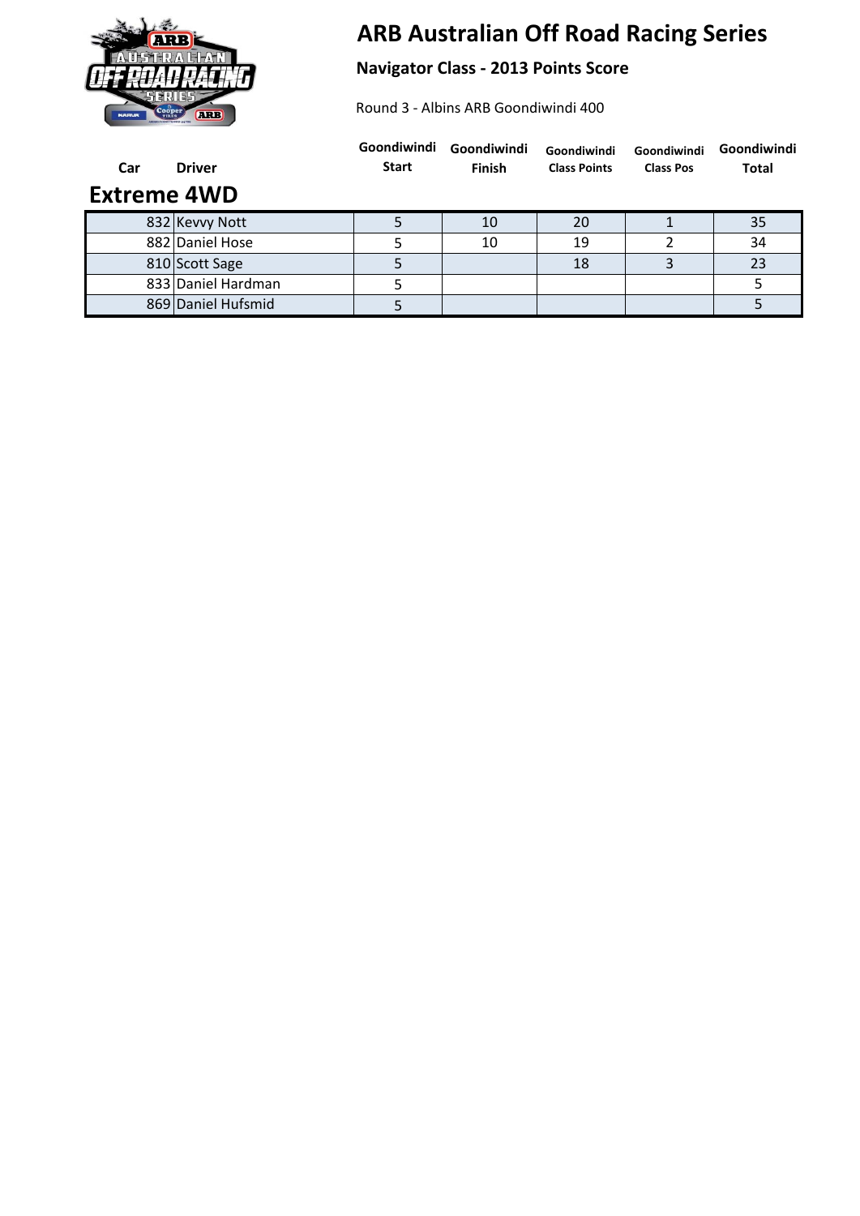# ARB Australian Off Road Racing Series

## Navigator Class - 2013 Points Score

Round 3 - Albins ARB Goondiwindi 400

### Extreme 4WD

| Car | Driver | Goondiwindi Start | Goondiwindi Finish | Goondiwindi Class Points | Goondiwindi Class Pos | Goondiwindi Total |
|---|---|---|---|---|---|---|
| 832 | Kevvy Nott | 5 | 10 | 20 | 1 | 35 |
| 882 | Daniel Hose | 5 | 10 | 19 | 2 | 34 |
| 810 | Scott Sage | 5 | | 18 | 3 | 23 |
| 833 | Daniel Hardman | 5 | | | | 5 |
| 869 | Daniel Hufsmid | 5 | | | | 5 |